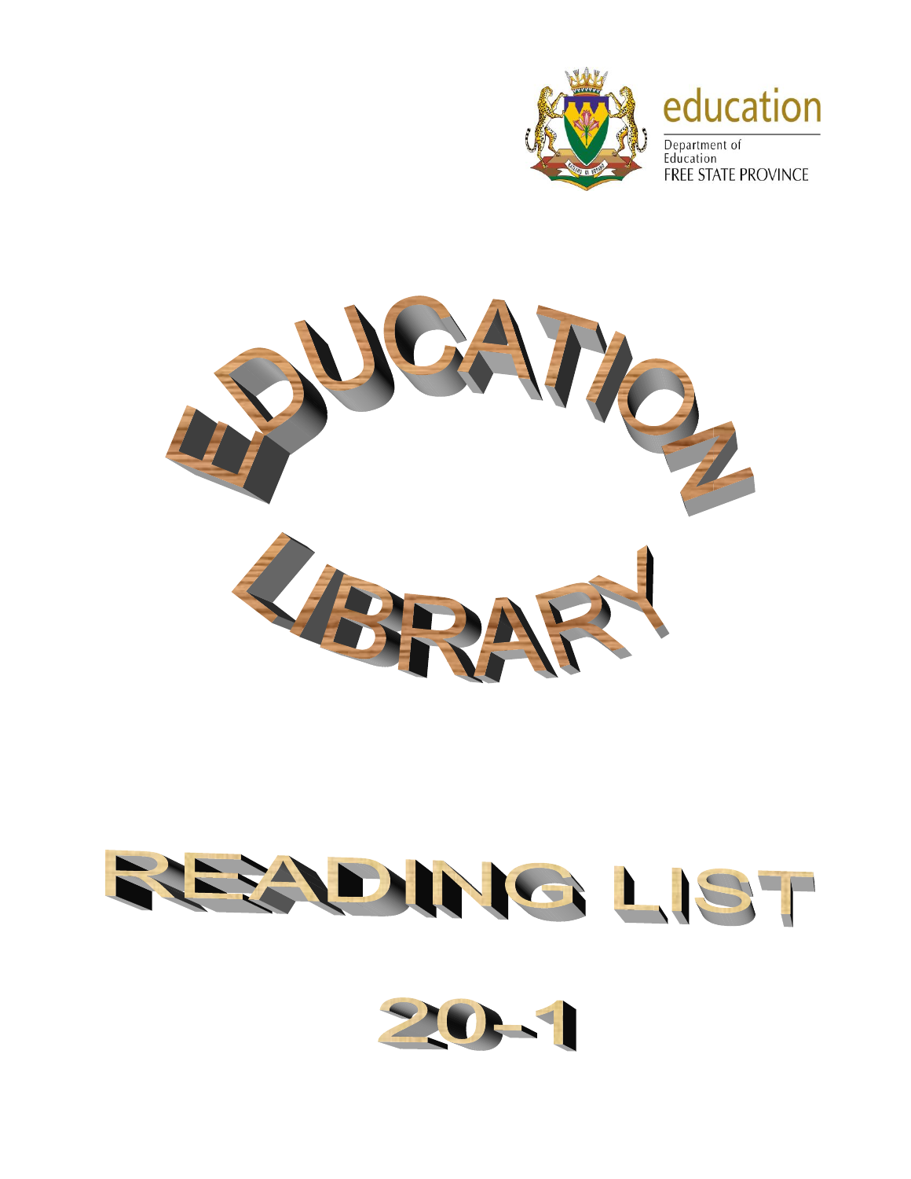education

Department of Education
FREE STATE PROVINCE

# EDUCATION LIBRARY

# READING LIST

# 20-1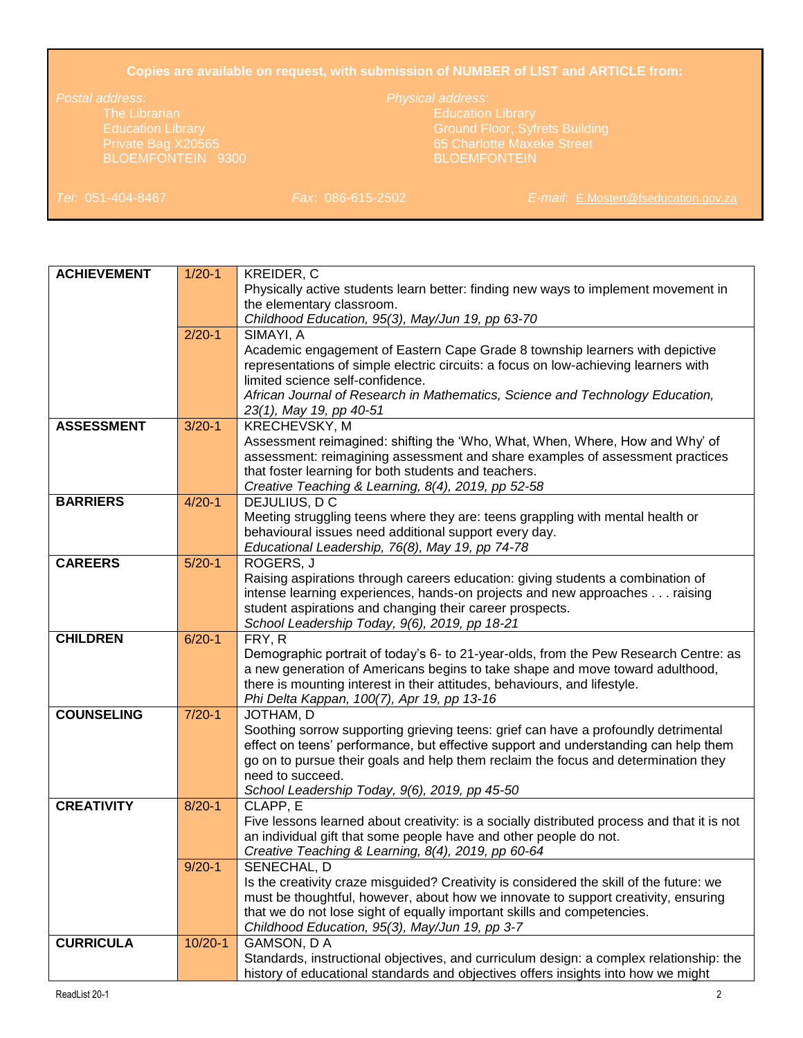**Copies are available on request, with submission of NUMBER of LIST and ARTICLE from:**

*Postal address*:
The Librarian
Education Library
Private Bag X20565
BLOEMFONTEIN 9300

*Physical address*:
Education Library
Ground Floor, Syfrets Building
65 Charlotte Maxeke Street
BLOEMFONTEIN

*Tel*: 051-404-8467 *Fax*: 086-615-2502 *E-mail*: E.Mostert@fseducation.gov.za

| | | |
|---|---|---|
| **ACHIEVEMENT** | 1/20-1 | KREIDER, C<br>Physically active students learn better: finding new ways to implement movement in the elementary classroom.<br>*Childhood Education, 95(3), May/Jun 19, pp 63-70* |
| | 2/20-1 | SIMAYI, A<br>Academic engagement of Eastern Cape Grade 8 township learners with depictive representations of simple electric circuits: a focus on low-achieving learners with limited science self-confidence.<br>*African Journal of Research in Mathematics, Science and Technology Education, 23(1), May 19, pp 40-51* |
| **ASSESSMENT** | 3/20-1 | KRECHEVSKY, M<br>Assessment reimagined: shifting the 'Who, What, When, Where, How and Why' of assessment: reimagining assessment and share examples of assessment practices that foster learning for both students and teachers.<br>*Creative Teaching & Learning, 8(4), 2019, pp 52-58* |
| **BARRIERS** | 4/20-1 | DEJULIUS, D C<br>Meeting struggling teens where they are: teens grappling with mental health or behavioural issues need additional support every day.<br>*Educational Leadership, 76(8), May 19, pp 74-78* |
| **CAREERS** | 5/20-1 | ROGERS, J<br>Raising aspirations through careers education: giving students a combination of intense learning experiences, hands-on projects and new approaches . . . raising student aspirations and changing their career prospects.<br>*School Leadership Today, 9(6), 2019, pp 18-21* |
| **CHILDREN** | 6/20-1 | FRY, R<br>Demographic portrait of today's 6- to 21-year-olds, from the Pew Research Centre: as a new generation of Americans begins to take shape and move toward adulthood, there is mounting interest in their attitudes, behaviours, and lifestyle.<br>*Phi Delta Kappan, 100(7), Apr 19, pp 13-16* |
| **COUNSELING** | 7/20-1 | JOTHAM, D<br>Soothing sorrow supporting grieving teens: grief can have a profoundly detrimental effect on teens' performance, but effective support and understanding can help them go on to pursue their goals and help them reclaim the focus and determination they need to succeed.<br>*School Leadership Today, 9(6), 2019, pp 45-50* |
| **CREATIVITY** | 8/20-1 | CLAPP, E<br>Five lessons learned about creativity: is a socially distributed process and that it is not an individual gift that some people have and other people do not.<br>*Creative Teaching & Learning, 8(4), 2019, pp 60-64* |
| | 9/20-1 | SENECHAL, D<br>Is the creativity craze misguided? Creativity is considered the skill of the future: we must be thoughtful, however, about how we innovate to support creativity, ensuring that we do not lose sight of equally important skills and competencies.<br>*Childhood Education, 95(3), May/Jun 19, pp 3-7* |
| **CURRICULA** | 10/20-1 | GAMSON, D A<br>Standards, instructional objectives, and curriculum design: a complex relationship: the history of educational standards and objectives offers insights into how we might |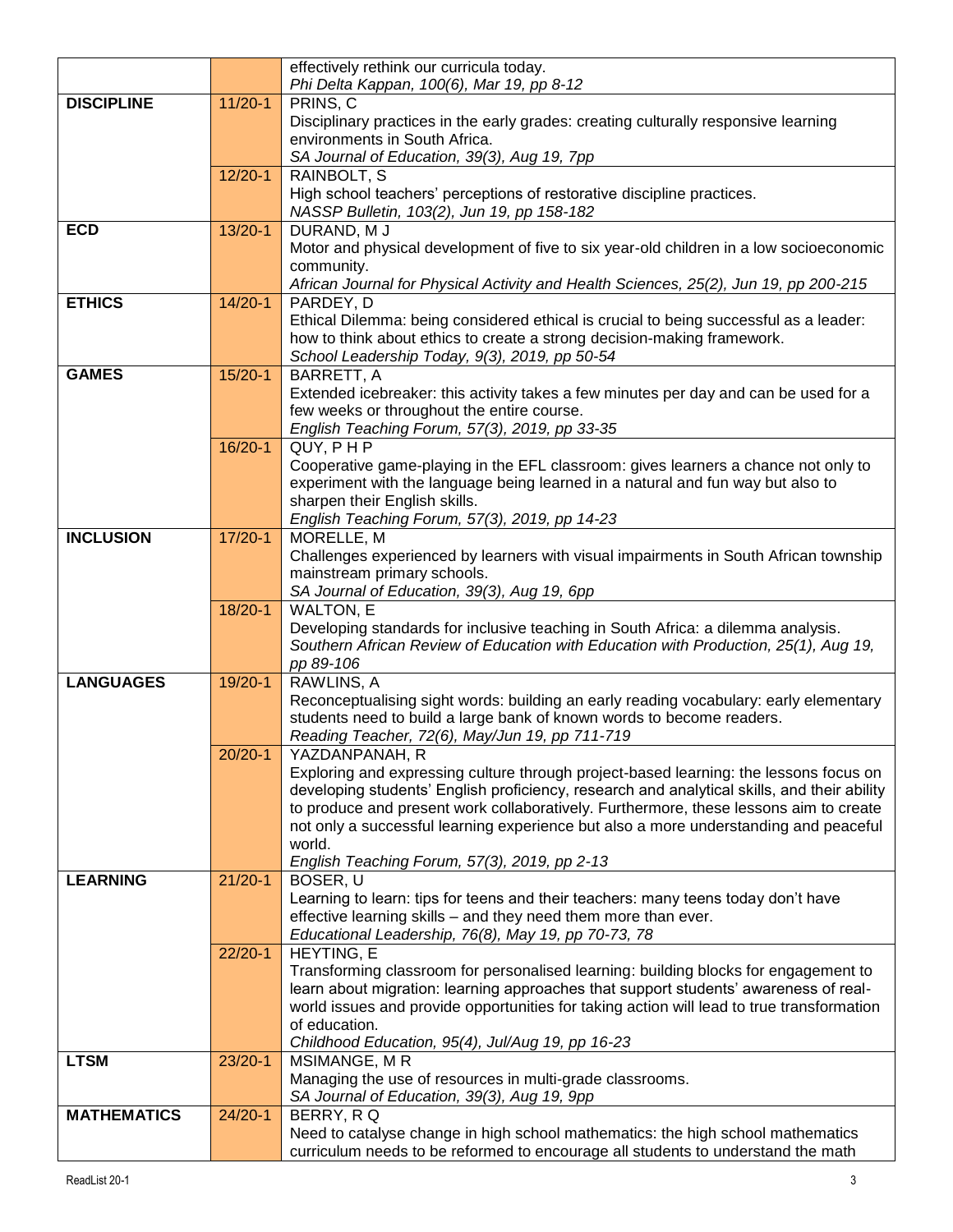| | | |
|---|---|---|
| | | effectively rethink our curricula today.<br>*Phi Delta Kappan, 100(6), Mar 19, pp 8-12* |
| **DISCIPLINE** | 11/20-1 | PRINS, C<br>Disciplinary practices in the early grades: creating culturally responsive learning environments in South Africa.<br>*SA Journal of Education, 39(3), Aug 19, 7pp* |
| | 12/20-1 | RAINBOLT, S<br>High school teachers' perceptions of restorative discipline practices.<br>*NASSP Bulletin, 103(2), Jun 19, pp 158-182* |
| **ECD** | 13/20-1 | DURAND, M J<br>Motor and physical development of five to six year-old children in a low socioeconomic community.<br>*African Journal for Physical Activity and Health Sciences, 25(2), Jun 19, pp 200-215* |
| **ETHICS** | 14/20-1 | PARDEY, D<br>Ethical Dilemma: being considered ethical is crucial to being successful as a leader: how to think about ethics to create a strong decision-making framework.<br>*School Leadership Today, 9(3), 2019, pp 50-54* |
| **GAMES** | 15/20-1 | BARRETT, A<br>Extended icebreaker: this activity takes a few minutes per day and can be used for a few weeks or throughout the entire course.<br>*English Teaching Forum, 57(3), 2019, pp 33-35* |
| | 16/20-1 | QUY, P H P<br>Cooperative game-playing in the EFL classroom: gives learners a chance not only to experiment with the language being learned in a natural and fun way but also to sharpen their English skills.<br>*English Teaching Forum, 57(3), 2019, pp 14-23* |
| **INCLUSION** | 17/20-1 | MORELLE, M<br>Challenges experienced by learners with visual impairments in South African township mainstream primary schools.<br>*SA Journal of Education, 39(3), Aug 19, 6pp* |
| | 18/20-1 | WALTON, E<br>Developing standards for inclusive teaching in South Africa: a dilemma analysis.<br>*Southern African Review of Education with Education with Production, 25(1), Aug 19, pp 89-106* |
| **LANGUAGES** | 19/20-1 | RAWLINS, A<br>Reconceptualising sight words: building an early reading vocabulary: early elementary students need to build a large bank of known words to become readers.<br>*Reading Teacher, 72(6), May/Jun 19, pp 711-719* |
| | 20/20-1 | YAZDANPANAH, R<br>Exploring and expressing culture through project-based learning: the lessons focus on developing students' English proficiency, research and analytical skills, and their ability to produce and present work collaboratively. Furthermore, these lessons aim to create not only a successful learning experience but also a more understanding and peaceful world.<br>*English Teaching Forum, 57(3), 2019, pp 2-13* |
| **LEARNING** | 21/20-1 | BOSER, U<br>Learning to learn: tips for teens and their teachers: many teens today don't have effective learning skills – and they need them more than ever.<br>*Educational Leadership, 76(8), May 19, pp 70-73, 78* |
| | 22/20-1 | HEYTING, E<br>Transforming classroom for personalised learning: building blocks for engagement to learn about migration: learning approaches that support students' awareness of real-world issues and provide opportunities for taking action will lead to true transformation of education.<br>*Childhood Education, 95(4), Jul/Aug 19, pp 16-23* |
| **LTSM** | 23/20-1 | MSIMANGE, M R<br>Managing the use of resources in multi-grade classrooms.<br>*SA Journal of Education, 39(3), Aug 19, 9pp* |
| **MATHEMATICS** | 24/20-1 | BERRY, R Q<br>Need to catalyse change in high school mathematics: the high school mathematics curriculum needs to be reformed to encourage all students to understand the math |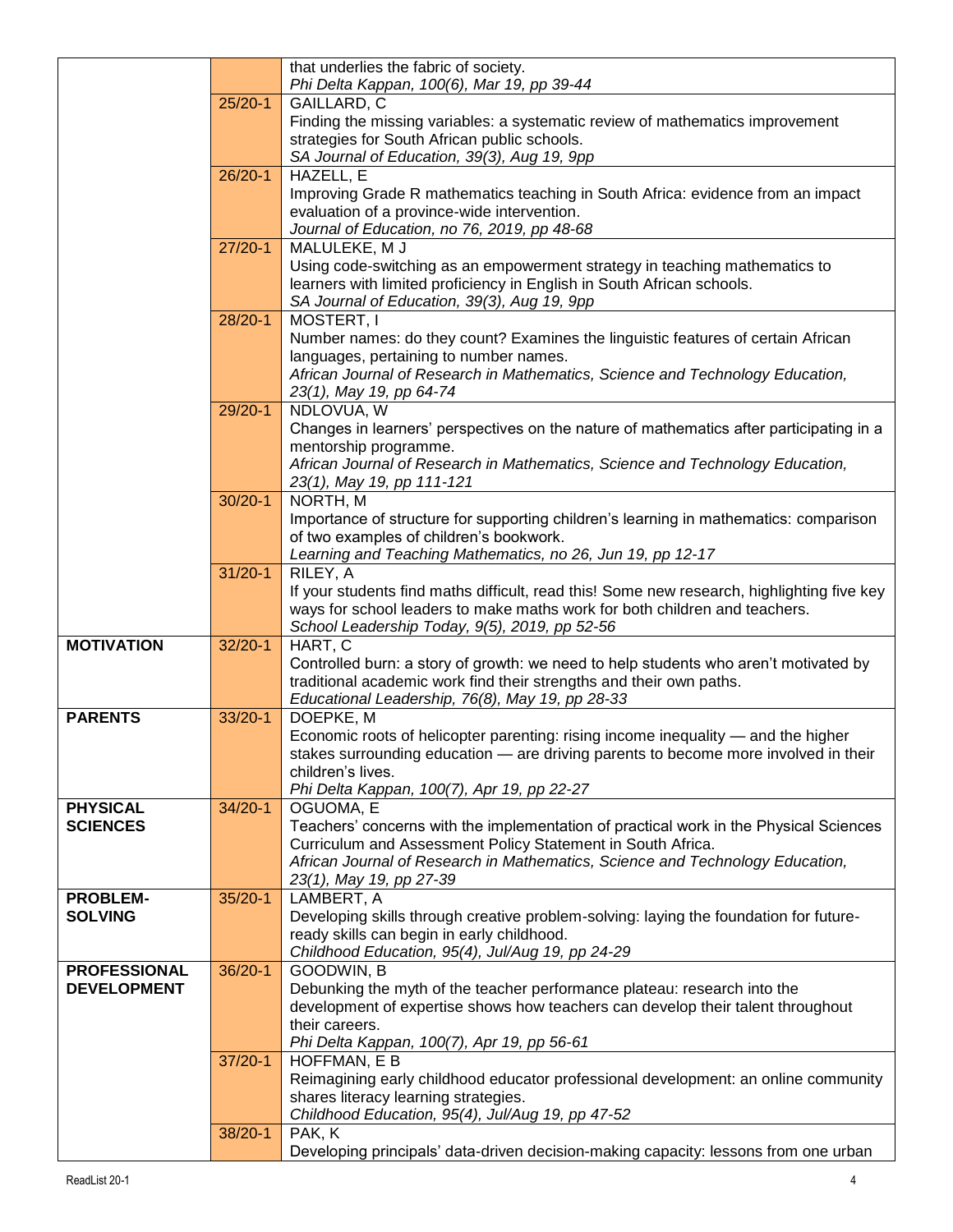| | | |
|---|---|---|
| | | that underlies the fabric of society.<br>*Phi Delta Kappan, 100(6), Mar 19, pp 39-44* |
| | 25/20-1 | GAILLARD, C<br>Finding the missing variables: a systematic review of mathematics improvement strategies for South African public schools.<br>*SA Journal of Education, 39(3), Aug 19, 9pp* |
| | 26/20-1 | HAZELL, E<br>Improving Grade R mathematics teaching in South Africa: evidence from an impact evaluation of a province-wide intervention.<br>*Journal of Education, no 76, 2019, pp 48-68* |
| | 27/20-1 | MALULEKE, M J<br>Using code-switching as an empowerment strategy in teaching mathematics to learners with limited proficiency in English in South African schools.<br>*SA Journal of Education, 39(3), Aug 19, 9pp* |
| | 28/20-1 | MOSTERT, I<br>Number names: do they count? Examines the linguistic features of certain African languages, pertaining to number names.<br>*African Journal of Research in Mathematics, Science and Technology Education, 23(1), May 19, pp 64-74* |
| | 29/20-1 | NDLOVUA, W<br>Changes in learners' perspectives on the nature of mathematics after participating in a mentorship programme.<br>*African Journal of Research in Mathematics, Science and Technology Education, 23(1), May 19, pp 111-121* |
| | 30/20-1 | NORTH, M<br>Importance of structure for supporting children's learning in mathematics: comparison of two examples of children's bookwork.<br>*Learning and Teaching Mathematics, no 26, Jun 19, pp 12-17* |
| | 31/20-1 | RILEY, A<br>If your students find maths difficult, read this! Some new research, highlighting five key ways for school leaders to make maths work for both children and teachers.<br>*School Leadership Today, 9(5), 2019, pp 52-56* |
| **MOTIVATION** | 32/20-1 | HART, C<br>Controlled burn: a story of growth: we need to help students who aren't motivated by traditional academic work find their strengths and their own paths.<br>*Educational Leadership, 76(8), May 19, pp 28-33* |
| **PARENTS** | 33/20-1 | DOEPKE, M<br>Economic roots of helicopter parenting: rising income inequality — and the higher stakes surrounding education — are driving parents to become more involved in their children's lives.<br>*Phi Delta Kappan, 100(7), Apr 19, pp 22-27* |
| **PHYSICAL SCIENCES** | 34/20-1 | OGUOMA, E<br>Teachers' concerns with the implementation of practical work in the Physical Sciences Curriculum and Assessment Policy Statement in South Africa.<br>*African Journal of Research in Mathematics, Science and Technology Education, 23(1), May 19, pp 27-39* |
| **PROBLEM-SOLVING** | 35/20-1 | LAMBERT, A<br>Developing skills through creative problem-solving: laying the foundation for future-ready skills can begin in early childhood.<br>*Childhood Education, 95(4), Jul/Aug 19, pp 24-29* |
| **PROFESSIONAL DEVELOPMENT** | 36/20-1 | GOODWIN, B<br>Debunking the myth of the teacher performance plateau: research into the development of expertise shows how teachers can develop their talent throughout their careers.<br>*Phi Delta Kappan, 100(7), Apr 19, pp 56-61* |
| | 37/20-1 | HOFFMAN, E B<br>Reimagining early childhood educator professional development: an online community shares literacy learning strategies.<br>*Childhood Education, 95(4), Jul/Aug 19, pp 47-52* |
| | 38/20-1 | PAK, K<br>Developing principals' data-driven decision-making capacity: lessons from one urban |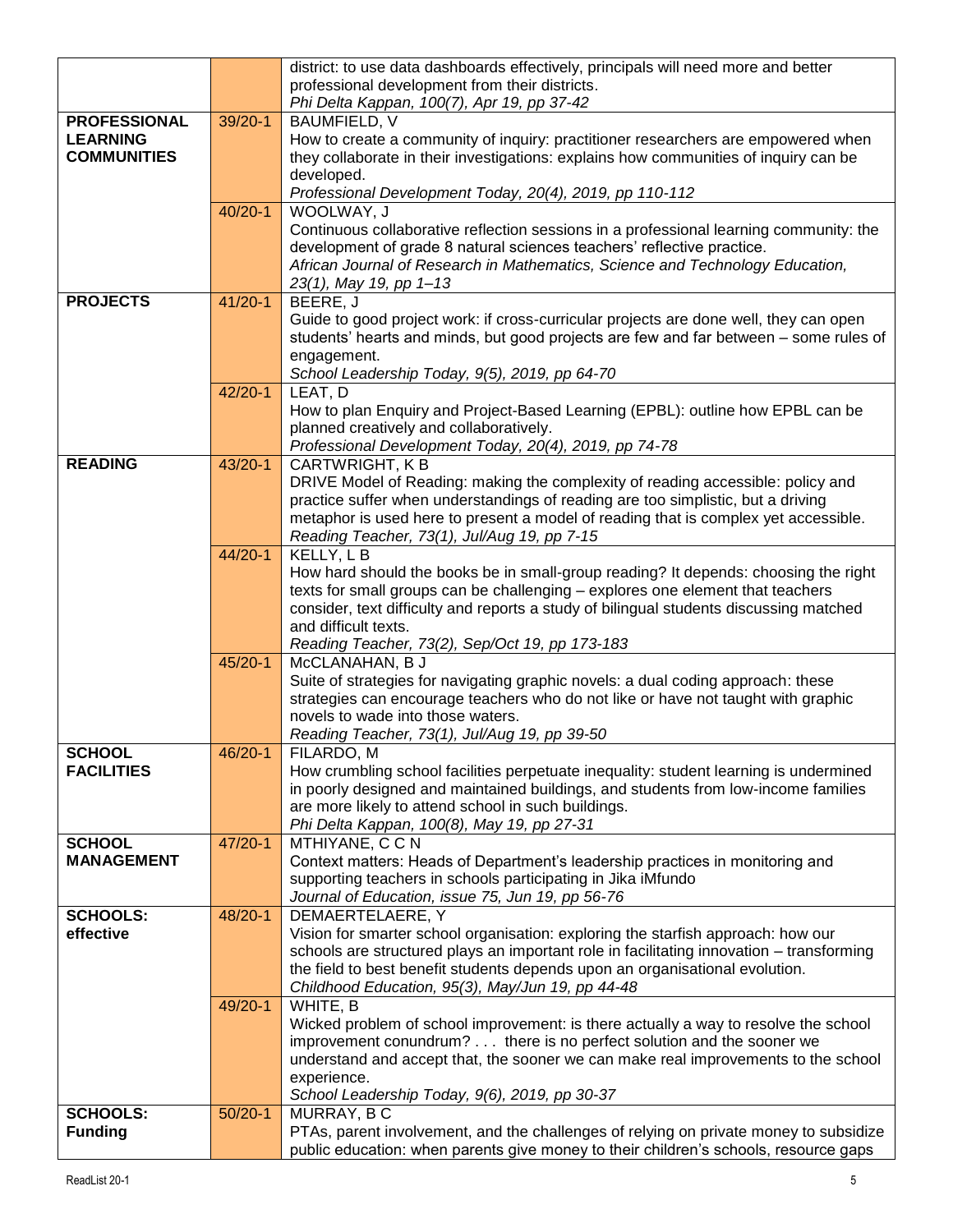| | | |
|---|---|---|
| | | district: to use data dashboards effectively, principals will need more and better professional development from their districts.<br>*Phi Delta Kappan, 100(7), Apr 19, pp 37-42* |
| **PROFESSIONAL LEARNING COMMUNITIES** | 39/20-1 | BAUMFIELD, V<br>How to create a community of inquiry: practitioner researchers are empowered when they collaborate in their investigations: explains how communities of inquiry can be developed.<br>*Professional Development Today, 20(4), 2019, pp 110-112* |
| | 40/20-1 | WOOLWAY, J<br>Continuous collaborative reflection sessions in a professional learning community: the development of grade 8 natural sciences teachers' reflective practice.<br>*African Journal of Research in Mathematics, Science and Technology Education, 23(1), May 19, pp 1–13* |
| **PROJECTS** | 41/20-1 | BEERE, J<br>Guide to good project work: if cross-curricular projects are done well, they can open students' hearts and minds, but good projects are few and far between – some rules of engagement.<br>*School Leadership Today, 9(5), 2019, pp 64-70* |
| | 42/20-1 | LEAT, D<br>How to plan Enquiry and Project-Based Learning (EPBL): outline how EPBL can be planned creatively and collaboratively.<br>*Professional Development Today, 20(4), 2019, pp 74-78* |
| **READING** | 43/20-1 | CARTWRIGHT, K B<br>DRIVE Model of Reading: making the complexity of reading accessible: policy and practice suffer when understandings of reading are too simplistic, but a driving metaphor is used here to present a model of reading that is complex yet accessible.<br>*Reading Teacher, 73(1), Jul/Aug 19, pp 7-15* |
| | 44/20-1 | KELLY, L B<br>How hard should the books be in small-group reading? It depends: choosing the right texts for small groups can be challenging – explores one element that teachers consider, text difficulty and reports a study of bilingual students discussing matched and difficult texts.<br>*Reading Teacher, 73(2), Sep/Oct 19, pp 173-183* |
| | 45/20-1 | McCLANAHAN, B J<br>Suite of strategies for navigating graphic novels: a dual coding approach: these strategies can encourage teachers who do not like or have not taught with graphic novels to wade into those waters.<br>*Reading Teacher, 73(1), Jul/Aug 19, pp 39-50* |
| **SCHOOL FACILITIES** | 46/20-1 | FILARDO, M<br>How crumbling school facilities perpetuate inequality: student learning is undermined in poorly designed and maintained buildings, and students from low-income families are more likely to attend school in such buildings.<br>*Phi Delta Kappan, 100(8), May 19, pp 27-31* |
| **SCHOOL MANAGEMENT** | 47/20-1 | MTHIYANE, C C N<br>Context matters: Heads of Department's leadership practices in monitoring and supporting teachers in schools participating in Jika iMfundo<br>*Journal of Education, issue 75, Jun 19, pp 56-76* |
| **SCHOOLS: effective** | 48/20-1 | DEMAERTELAERE, Y<br>Vision for smarter school organisation: exploring the starfish approach: how our schools are structured plays an important role in facilitating innovation – transforming the field to best benefit students depends upon an organisational evolution.<br>*Childhood Education, 95(3), May/Jun 19, pp 44-48* |
| | 49/20-1 | WHITE, B<br>Wicked problem of school improvement: is there actually a way to resolve the school improvement conundrum? . . . there is no perfect solution and the sooner we understand and accept that, the sooner we can make real improvements to the school experience.<br>*School Leadership Today, 9(6), 2019, pp 30-37* |
| **SCHOOLS: Funding** | 50/20-1 | MURRAY, B C<br>PTAs, parent involvement, and the challenges of relying on private money to subsidize public education: when parents give money to their children's schools, resource gaps |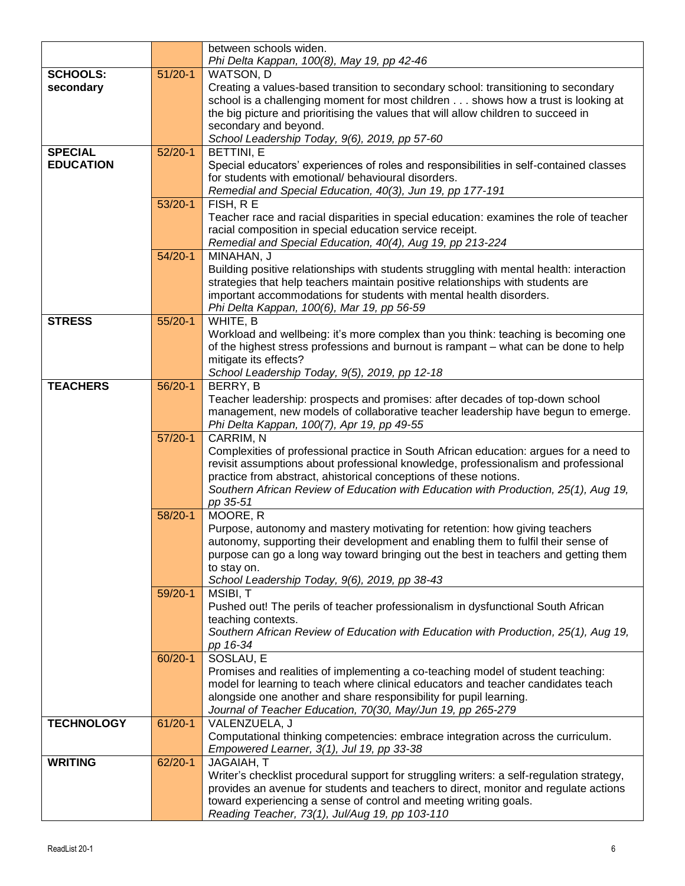| | | |
|---|---|---|
| | | between schools widen.<br>*Phi Delta Kappan, 100(8), May 19, pp 42-46* |
| **SCHOOLS: secondary** | 51/20-1 | WATSON, D<br>Creating a values-based transition to secondary school: transitioning to secondary school is a challenging moment for most children . . . shows how a trust is looking at the big picture and prioritising the values that will allow children to succeed in secondary and beyond.<br>*School Leadership Today, 9(6), 2019, pp 57-60* |
| **SPECIAL EDUCATION** | 52/20-1 | BETTINI, E<br>Special educators' experiences of roles and responsibilities in self-contained classes for students with emotional/ behavioural disorders.<br>*Remedial and Special Education, 40(3), Jun 19, pp 177-191* |
| | 53/20-1 | FISH, R E<br>Teacher race and racial disparities in special education: examines the role of teacher racial composition in special education service receipt.<br>*Remedial and Special Education, 40(4), Aug 19, pp 213-224* |
| | 54/20-1 | MINAHAN, J<br>Building positive relationships with students struggling with mental health: interaction strategies that help teachers maintain positive relationships with students are important accommodations for students with mental health disorders.<br>*Phi Delta Kappan, 100(6), Mar 19, pp 56-59* |
| **STRESS** | 55/20-1 | WHITE, B<br>Workload and wellbeing: it's more complex than you think: teaching is becoming one of the highest stress professions and burnout is rampant – what can be done to help mitigate its effects?<br>*School Leadership Today, 9(5), 2019, pp 12-18* |
| **TEACHERS** | 56/20-1 | BERRY, B<br>Teacher leadership: prospects and promises: after decades of top-down school management, new models of collaborative teacher leadership have begun to emerge.<br>*Phi Delta Kappan, 100(7), Apr 19, pp 49-55* |
| | 57/20-1 | CARRIM, N<br>Complexities of professional practice in South African education: argues for a need to revisit assumptions about professional knowledge, professionalism and professional practice from abstract, ahistorical conceptions of these notions.<br>*Southern African Review of Education with Education with Production, 25(1), Aug 19, pp 35-51* |
| | 58/20-1 | MOORE, R<br>Purpose, autonomy and mastery motivating for retention: how giving teachers autonomy, supporting their development and enabling them to fulfil their sense of purpose can go a long way toward bringing out the best in teachers and getting them to stay on.<br>*School Leadership Today, 9(6), 2019, pp 38-43* |
| | 59/20-1 | MSIBI, T<br>Pushed out! The perils of teacher professionalism in dysfunctional South African teaching contexts.<br>*Southern African Review of Education with Education with Production, 25(1), Aug 19, pp 16-34* |
| | 60/20-1 | SOSLAU, E<br>Promises and realities of implementing a co-teaching model of student teaching: model for learning to teach where clinical educators and teacher candidates teach alongside one another and share responsibility for pupil learning.<br>*Journal of Teacher Education, 70(30, May/Jun 19, pp 265-279* |
| **TECHNOLOGY** | 61/20-1 | VALENZUELA, J<br>Computational thinking competencies: embrace integration across the curriculum.<br>*Empowered Learner, 3(1), Jul 19, pp 33-38* |
| **WRITING** | 62/20-1 | JAGAIAH, T<br>Writer's checklist procedural support for struggling writers: a self-regulation strategy, provides an avenue for students and teachers to direct, monitor and regulate actions toward experiencing a sense of control and meeting writing goals.<br>*Reading Teacher, 73(1), Jul/Aug 19, pp 103-110* |